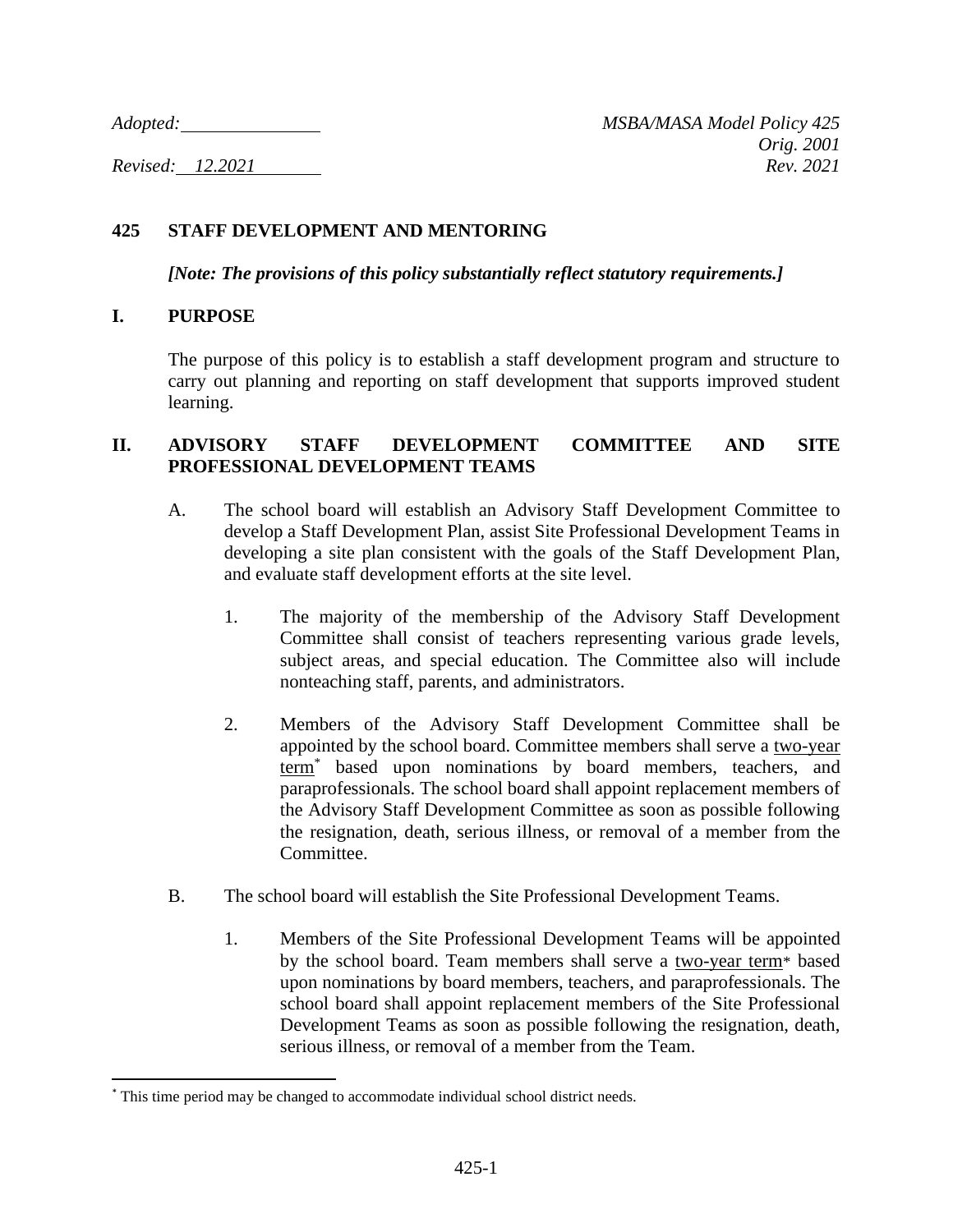*Adopted:* \_\_\_\_\_\_\_\_\_\_\_\_\_\_\_ *MSBA/MASA Model Policy 425*
*Orig. 2001*
*Revised: 12.2021* *Rev. 2021*

# 425 STAFF DEVELOPMENT AND MENTORING

***[Note: The provisions of this policy substantially reflect statutory requirements.]***

## I. PURPOSE

The purpose of this policy is to establish a staff development program and structure to carry out planning and reporting on staff development that supports improved student learning.

## II. ADVISORY STAFF DEVELOPMENT COMMITTEE AND SITE PROFESSIONAL DEVELOPMENT TEAMS

A. The school board will establish an Advisory Staff Development Committee to develop a Staff Development Plan, assist Site Professional Development Teams in developing a site plan consistent with the goals of the Staff Development Plan, and evaluate staff development efforts at the site level.

1. The majority of the membership of the Advisory Staff Development Committee shall consist of teachers representing various grade levels, subject areas, and special education. The Committee also will include nonteaching staff, parents, and administrators.

2. Members of the Advisory Staff Development Committee shall be appointed by the school board. Committee members shall serve a two-year term* based upon nominations by board members, teachers, and paraprofessionals. The school board shall appoint replacement members of the Advisory Staff Development Committee as soon as possible following the resignation, death, serious illness, or removal of a member from the Committee.

B. The school board will establish the Site Professional Development Teams.

1. Members of the Site Professional Development Teams will be appointed by the school board. Team members shall serve a two-year term* based upon nominations by board members, teachers, and paraprofessionals. The school board shall appoint replacement members of the Site Professional Development Teams as soon as possible following the resignation, death, serious illness, or removal of a member from the Team.

---

* This time period may be changed to accommodate individual school district needs.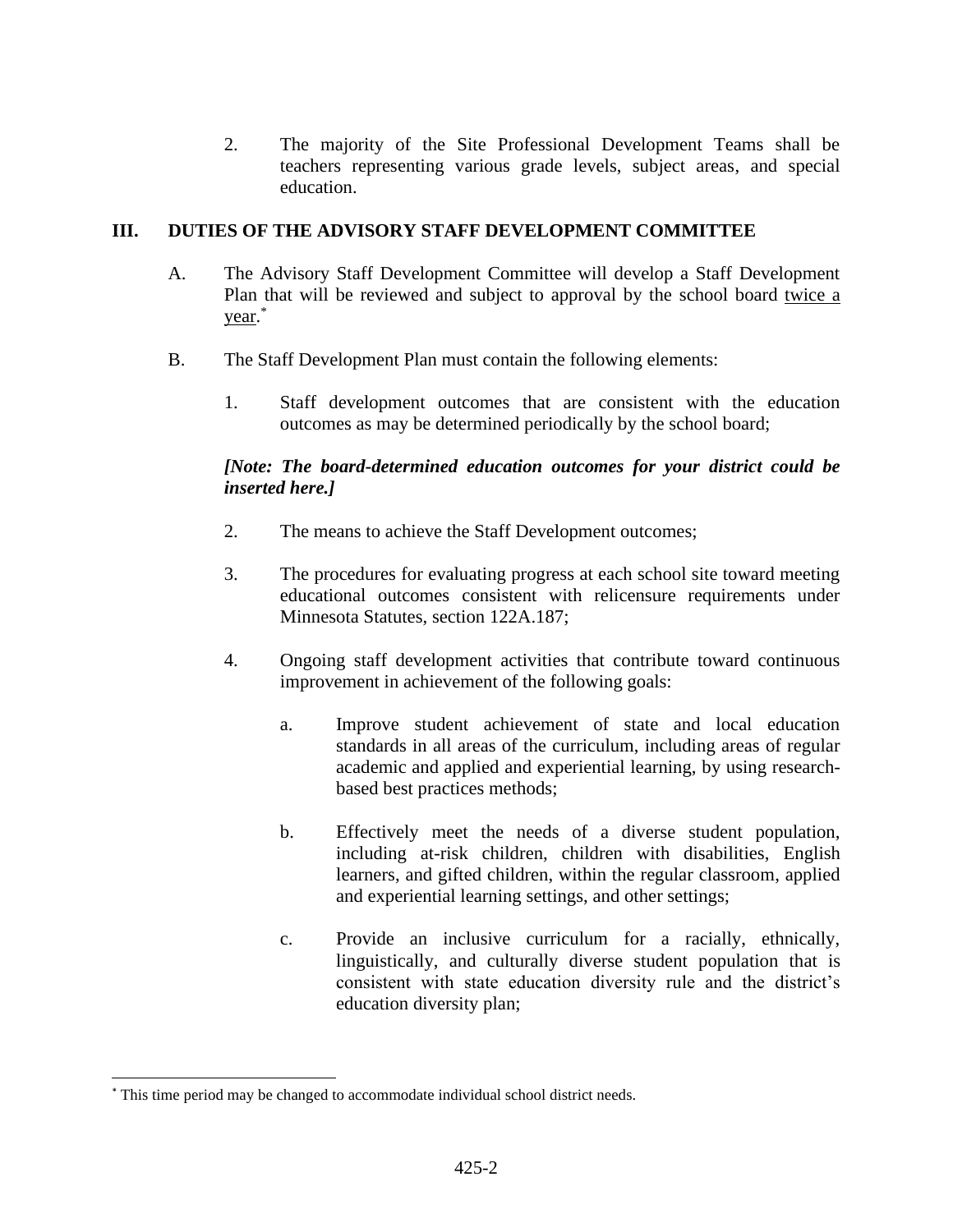2. The majority of the Site Professional Development Teams shall be teachers representing various grade levels, subject areas, and special education.

## III. DUTIES OF THE ADVISORY STAFF DEVELOPMENT COMMITTEE

A. The Advisory Staff Development Committee will develop a Staff Development Plan that will be reviewed and subject to approval by the school board <u>twice a year</u>.[*]

B. The Staff Development Plan must contain the following elements:

1. Staff development outcomes that are consistent with the education outcomes as may be determined periodically by the school board;

***[Note: The board-determined education outcomes for your district could be inserted here.]***

2. The means to achieve the Staff Development outcomes;

3. The procedures for evaluating progress at each school site toward meeting educational outcomes consistent with relicensure requirements under Minnesota Statutes, section 122A.187;

4. Ongoing staff development activities that contribute toward continuous improvement in achievement of the following goals:

   a. Improve student achievement of state and local education standards in all areas of the curriculum, including areas of regular academic and applied and experiential learning, by using research-based best practices methods;

   b. Effectively meet the needs of a diverse student population, including at-risk children, children with disabilities, English learners, and gifted children, within the regular classroom, applied and experiential learning settings, and other settings;

   c. Provide an inclusive curriculum for a racially, ethnically, linguistically, and culturally diverse student population that is consistent with state education diversity rule and the district's education diversity plan;

---

[*] This time period may be changed to accommodate individual school district needs.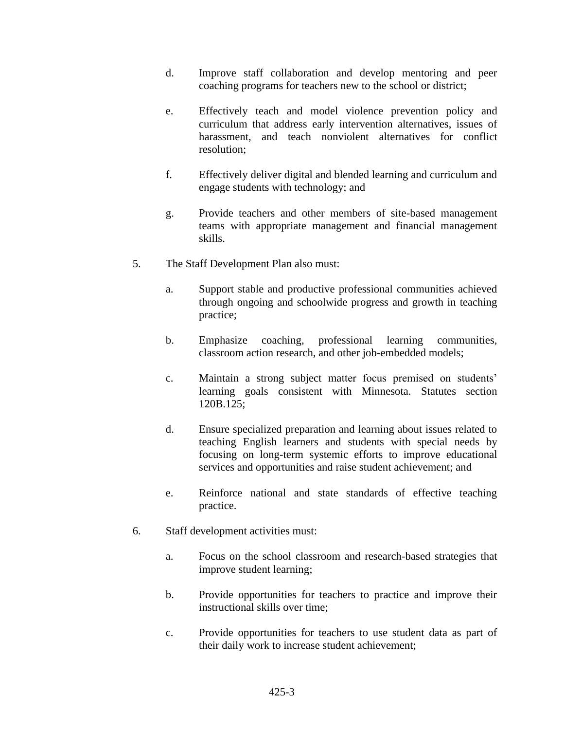d. Improve staff collaboration and develop mentoring and peer coaching programs for teachers new to the school or district;

e. Effectively teach and model violence prevention policy and curriculum that address early intervention alternatives, issues of harassment, and teach nonviolent alternatives for conflict resolution;

f. Effectively deliver digital and blended learning and curriculum and engage students with technology; and

g. Provide teachers and other members of site-based management teams with appropriate management and financial management skills.

5. The Staff Development Plan also must:

   a. Support stable and productive professional communities achieved through ongoing and schoolwide progress and growth in teaching practice;

   b. Emphasize coaching, professional learning communities, classroom action research, and other job-embedded models;

   c. Maintain a strong subject matter focus premised on students' learning goals consistent with Minnesota. Statutes section 120B.125;

   d. Ensure specialized preparation and learning about issues related to teaching English learners and students with special needs by focusing on long-term systemic efforts to improve educational services and opportunities and raise student achievement; and

   e. Reinforce national and state standards of effective teaching practice.

6. Staff development activities must:

   a. Focus on the school classroom and research-based strategies that improve student learning;

   b. Provide opportunities for teachers to practice and improve their instructional skills over time;

   c. Provide opportunities for teachers to use student data as part of their daily work to increase student achievement;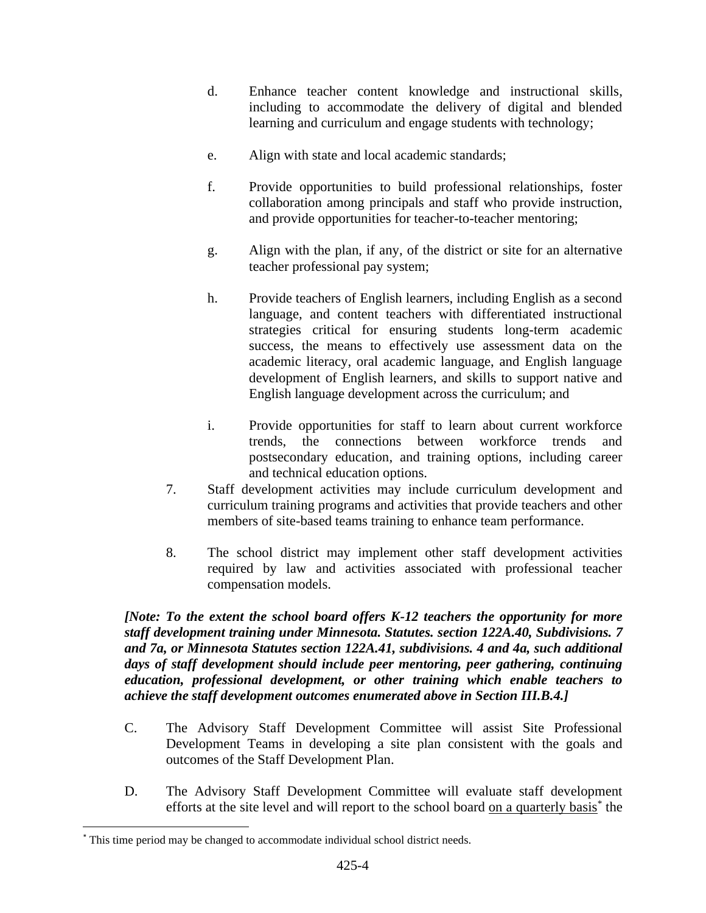d. Enhance teacher content knowledge and instructional skills, including to accommodate the delivery of digital and blended learning and curriculum and engage students with technology;

e. Align with state and local academic standards;

f. Provide opportunities to build professional relationships, foster collaboration among principals and staff who provide instruction, and provide opportunities for teacher-to-teacher mentoring;

g. Align with the plan, if any, of the district or site for an alternative teacher professional pay system;

h. Provide teachers of English learners, including English as a second language, and content teachers with differentiated instructional strategies critical for ensuring students long-term academic success, the means to effectively use assessment data on the academic literacy, oral academic language, and English language development of English learners, and skills to support native and English language development across the curriculum; and

i. Provide opportunities for staff to learn about current workforce trends, the connections between workforce trends and postsecondary education, and training options, including career and technical education options.

7. Staff development activities may include curriculum development and curriculum training programs and activities that provide teachers and other members of site-based teams training to enhance team performance.

8. The school district may implement other staff development activities required by law and activities associated with professional teacher compensation models.

***[Note: To the extent the school board offers K-12 teachers the opportunity for more staff development training under Minnesota. Statutes. section 122A.40, Subdivisions. 7 and 7a, or Minnesota Statutes section 122A.41, subdivisions. 4 and 4a, such additional days of staff development should include peer mentoring, peer gathering, continuing education, professional development, or other training which enable teachers to achieve the staff development outcomes enumerated above in Section III.B.4.]***

C. The Advisory Staff Development Committee will assist Site Professional Development Teams in developing a site plan consistent with the goals and outcomes of the Staff Development Plan.

D. The Advisory Staff Development Committee will evaluate staff development efforts at the site level and will report to the school board <u>on a quarterly basis</u>[*] the

[*] This time period may be changed to accommodate individual school district needs.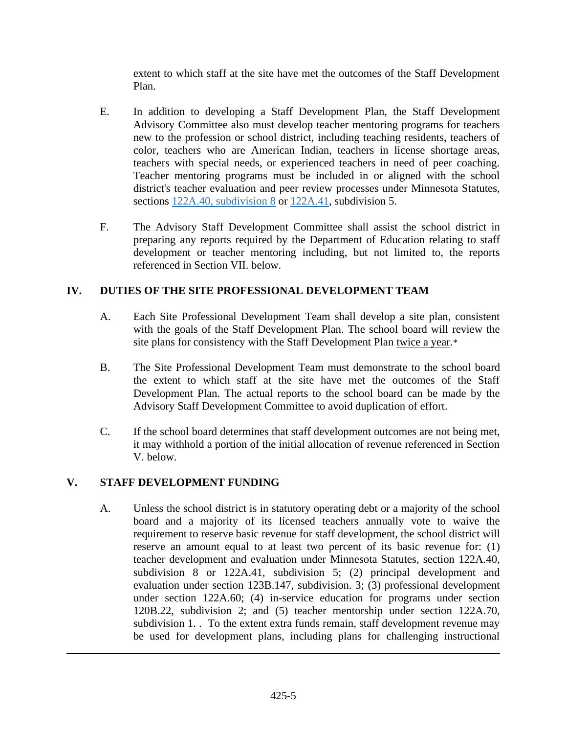extent to which staff at the site have met the outcomes of the Staff Development Plan.

E. In addition to developing a Staff Development Plan, the Staff Development Advisory Committee also must develop teacher mentoring programs for teachers new to the profession or school district, including teaching residents, teachers of color, teachers who are American Indian, teachers in license shortage areas, teachers with special needs, or experienced teachers in need of peer coaching. Teacher mentoring programs must be included in or aligned with the school district's teacher evaluation and peer review processes under Minnesota Statutes, sections 122A.40, subdivision 8 or 122A.41, subdivision 5.

F. The Advisory Staff Development Committee shall assist the school district in preparing any reports required by the Department of Education relating to staff development or teacher mentoring including, but not limited to, the reports referenced in Section VII. below.

## IV. DUTIES OF THE SITE PROFESSIONAL DEVELOPMENT TEAM

A. Each Site Professional Development Team shall develop a site plan, consistent with the goals of the Staff Development Plan. The school board will review the site plans for consistency with the Staff Development Plan twice a year.*

B. The Site Professional Development Team must demonstrate to the school board the extent to which staff at the site have met the outcomes of the Staff Development Plan. The actual reports to the school board can be made by the Advisory Staff Development Committee to avoid duplication of effort.

C. If the school board determines that staff development outcomes are not being met, it may withhold a portion of the initial allocation of revenue referenced in Section V. below.

## V. STAFF DEVELOPMENT FUNDING

A. Unless the school district is in statutory operating debt or a majority of the school board and a majority of its licensed teachers annually vote to waive the requirement to reserve basic revenue for staff development, the school district will reserve an amount equal to at least two percent of its basic revenue for: (1) teacher development and evaluation under Minnesota Statutes, section 122A.40, subdivision 8 or 122A.41, subdivision 5; (2) principal development and evaluation under section 123B.147, subdivision. 3; (3) professional development under section 122A.60; (4) in-service education for programs under section 120B.22, subdivision 2; and (5) teacher mentorship under section 122A.70, subdivision 1. . To the extent extra funds remain, staff development revenue may be used for development plans, including plans for challenging instructional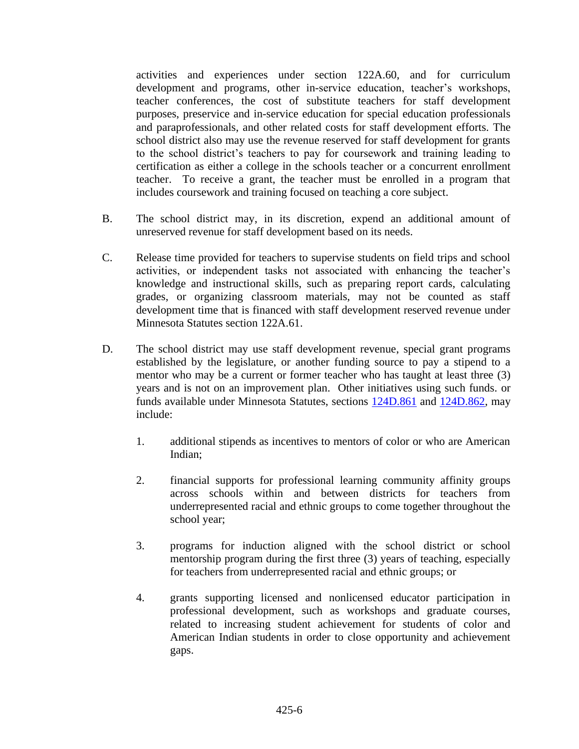activities and experiences under section 122A.60, and for curriculum development and programs, other in-service education, teacher's workshops, teacher conferences, the cost of substitute teachers for staff development purposes, preservice and in-service education for special education professionals and paraprofessionals, and other related costs for staff development efforts. The school district also may use the revenue reserved for staff development for grants to the school district's teachers to pay for coursework and training leading to certification as either a college in the schools teacher or a concurrent enrollment teacher. To receive a grant, the teacher must be enrolled in a program that includes coursework and training focused on teaching a core subject.

B. The school district may, in its discretion, expend an additional amount of unreserved revenue for staff development based on its needs.

C. Release time provided for teachers to supervise students on field trips and school activities, or independent tasks not associated with enhancing the teacher's knowledge and instructional skills, such as preparing report cards, calculating grades, or organizing classroom materials, may not be counted as staff development time that is financed with staff development reserved revenue under Minnesota Statutes section 122A.61.

D. The school district may use staff development revenue, special grant programs established by the legislature, or another funding source to pay a stipend to a mentor who may be a current or former teacher who has taught at least three (3) years and is not on an improvement plan. Other initiatives using such funds. or funds available under Minnesota Statutes, sections 124D.861 and 124D.862, may include:

1. additional stipends as incentives to mentors of color or who are American Indian;

2. financial supports for professional learning community affinity groups across schools within and between districts for teachers from underrepresented racial and ethnic groups to come together throughout the school year;

3. programs for induction aligned with the school district or school mentorship program during the first three (3) years of teaching, especially for teachers from underrepresented racial and ethnic groups; or

4. grants supporting licensed and nonlicensed educator participation in professional development, such as workshops and graduate courses, related to increasing student achievement for students of color and American Indian students in order to close opportunity and achievement gaps.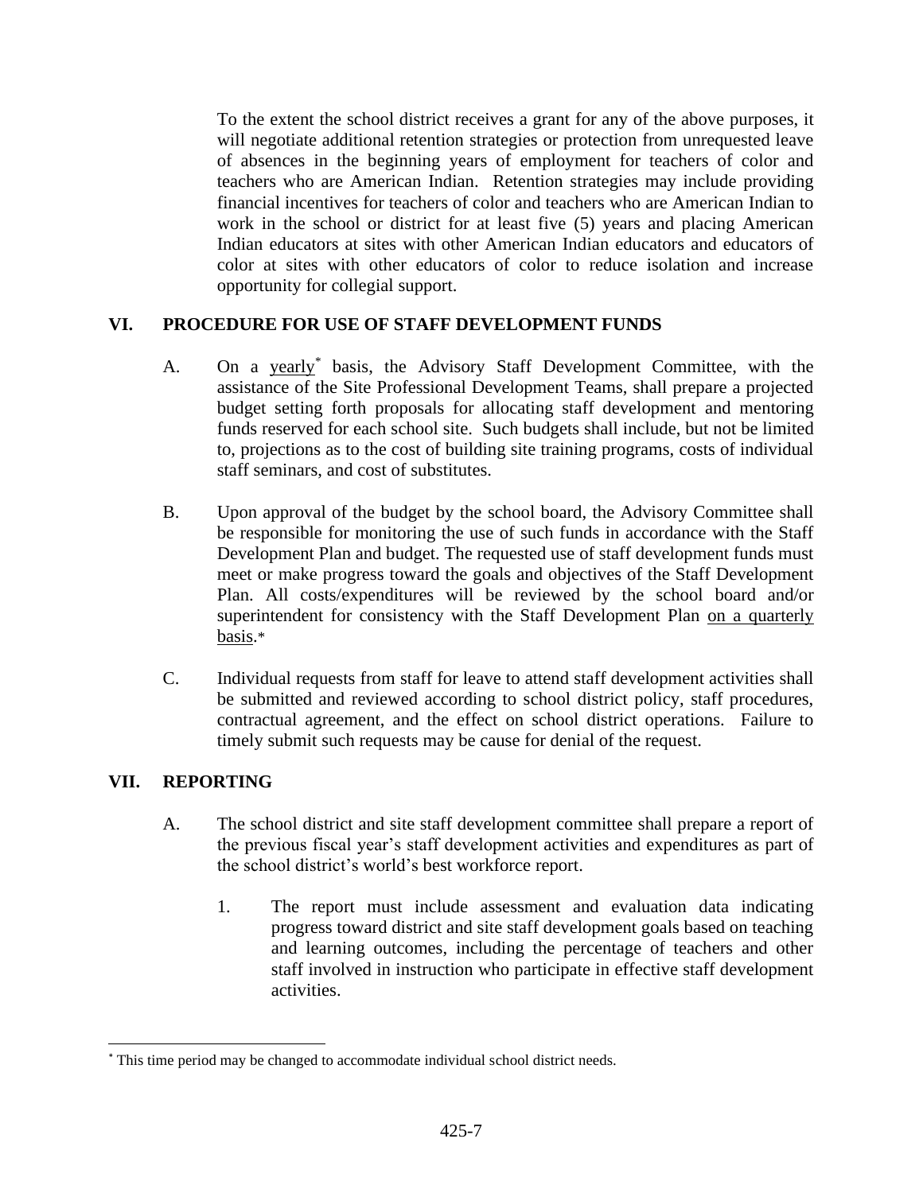To the extent the school district receives a grant for any of the above purposes, it will negotiate additional retention strategies or protection from unrequested leave of absences in the beginning years of employment for teachers of color and teachers who are American Indian. Retention strategies may include providing financial incentives for teachers of color and teachers who are American Indian to work in the school or district for at least five (5) years and placing American Indian educators at sites with other American Indian educators and educators of color at sites with other educators of color to reduce isolation and increase opportunity for collegial support.

## VI. PROCEDURE FOR USE OF STAFF DEVELOPMENT FUNDS

A. On a <u>yearly</u>* basis, the Advisory Staff Development Committee, with the assistance of the Site Professional Development Teams, shall prepare a projected budget setting forth proposals for allocating staff development and mentoring funds reserved for each school site. Such budgets shall include, but not be limited to, projections as to the cost of building site training programs, costs of individual staff seminars, and cost of substitutes.

B. Upon approval of the budget by the school board, the Advisory Committee shall be responsible for monitoring the use of such funds in accordance with the Staff Development Plan and budget. The requested use of staff development funds must meet or make progress toward the goals and objectives of the Staff Development Plan. All costs/expenditures will be reviewed by the school board and/or superintendent for consistency with the Staff Development Plan <u>on a quarterly basis</u>.*

C. Individual requests from staff for leave to attend staff development activities shall be submitted and reviewed according to school district policy, staff procedures, contractual agreement, and the effect on school district operations. Failure to timely submit such requests may be cause for denial of the request.

## VII. REPORTING

A. The school district and site staff development committee shall prepare a report of the previous fiscal year's staff development activities and expenditures as part of the school district's world's best workforce report.

   1. The report must include assessment and evaluation data indicating progress toward district and site staff development goals based on teaching and learning outcomes, including the percentage of teachers and other staff involved in instruction who participate in effective staff development activities.

---

* This time period may be changed to accommodate individual school district needs.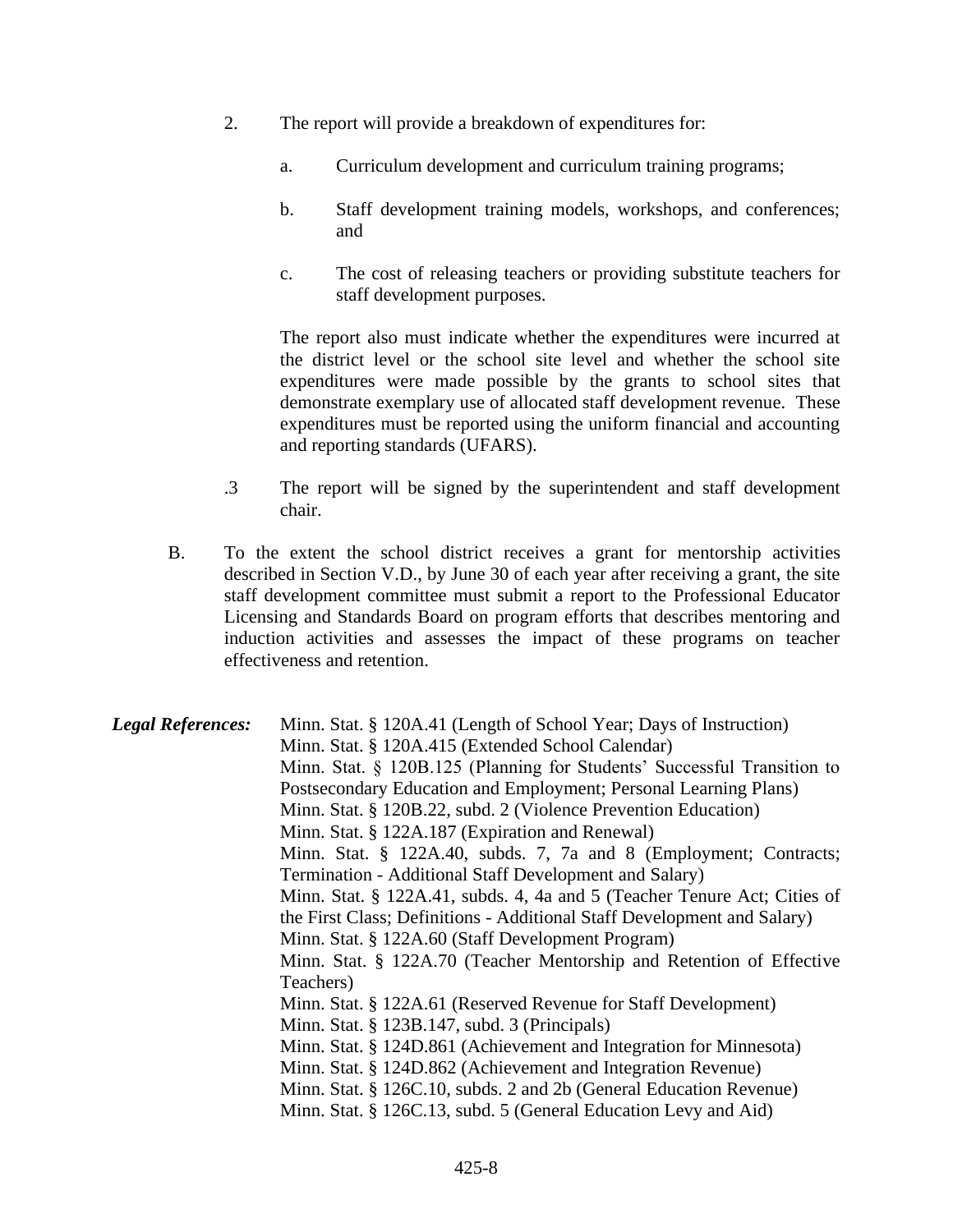2. The report will provide a breakdown of expenditures for:

   a. Curriculum development and curriculum training programs;

   b. Staff development training models, workshops, and conferences; and

   c. The cost of releasing teachers or providing substitute teachers for staff development purposes.

   The report also must indicate whether the expenditures were incurred at the district level or the school site level and whether the school site expenditures were made possible by the grants to school sites that demonstrate exemplary use of allocated staff development revenue. These expenditures must be reported using the uniform financial and accounting and reporting standards (UFARS).

.3 The report will be signed by the superintendent and staff development chair.

B. To the extent the school district receives a grant for mentorship activities described in Section V.D., by June 30 of each year after receiving a grant, the site staff development committee must submit a report to the Professional Educator Licensing and Standards Board on program efforts that describes mentoring and induction activities and assesses the impact of these programs on teacher effectiveness and retention.

***Legal References:***
Minn. Stat. § 120A.41 (Length of School Year; Days of Instruction)
Minn. Stat. § 120A.415 (Extended School Calendar)
Minn. Stat. § 120B.125 (Planning for Students' Successful Transition to Postsecondary Education and Employment; Personal Learning Plans)
Minn. Stat. § 120B.22, subd. 2 (Violence Prevention Education)
Minn. Stat. § 122A.187 (Expiration and Renewal)
Minn. Stat. § 122A.40, subds. 7, 7a and 8 (Employment; Contracts; Termination - Additional Staff Development and Salary)
Minn. Stat. § 122A.41, subds. 4, 4a and 5 (Teacher Tenure Act; Cities of the First Class; Definitions - Additional Staff Development and Salary)
Minn. Stat. § 122A.60 (Staff Development Program)
Minn. Stat. § 122A.70 (Teacher Mentorship and Retention of Effective Teachers)
Minn. Stat. § 122A.61 (Reserved Revenue for Staff Development)
Minn. Stat. § 123B.147, subd. 3 (Principals)
Minn. Stat. § 124D.861 (Achievement and Integration for Minnesota)
Minn. Stat. § 124D.862 (Achievement and Integration Revenue)
Minn. Stat. § 126C.10, subds. 2 and 2b (General Education Revenue)
Minn. Stat. § 126C.13, subd. 5 (General Education Levy and Aid)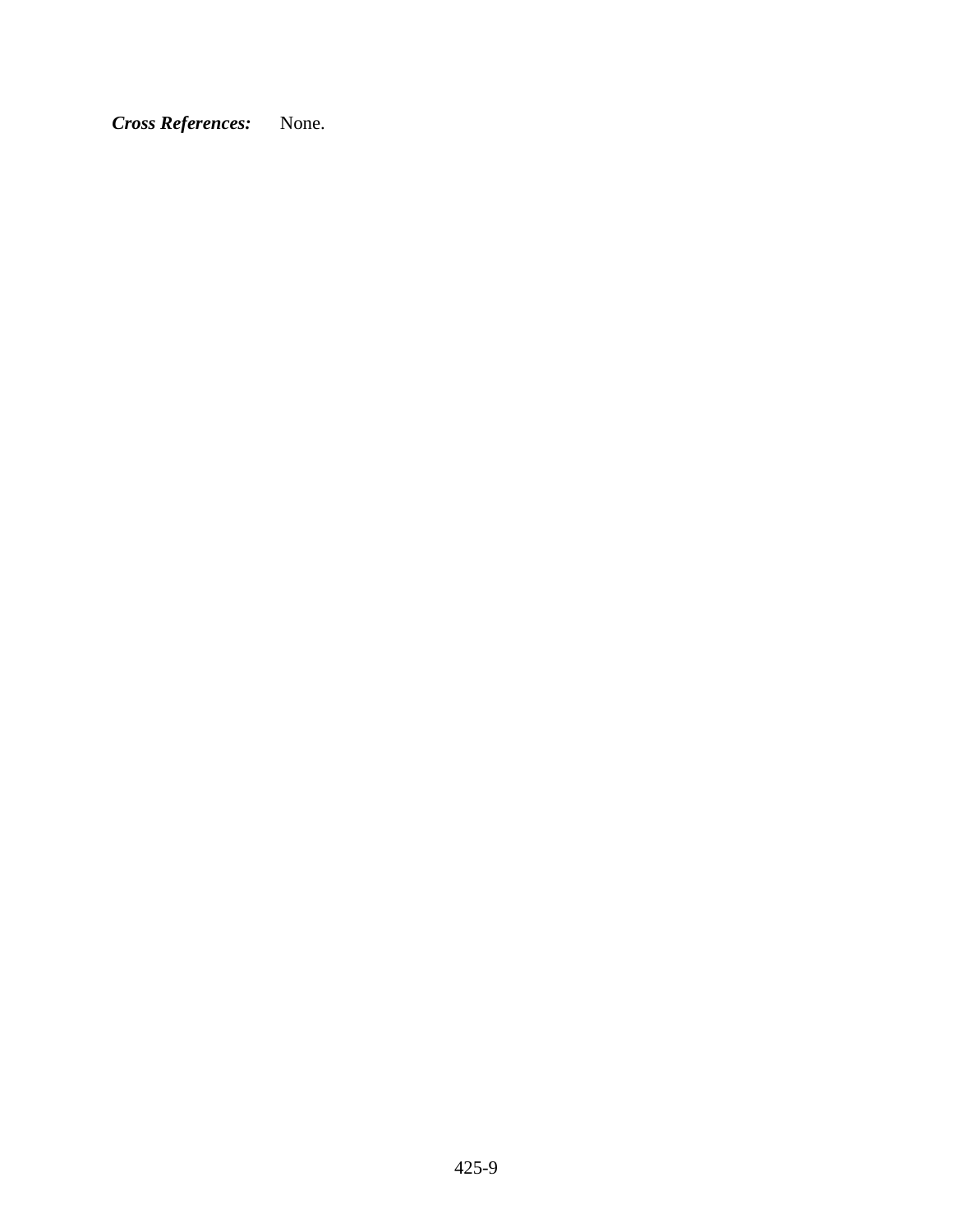***Cross References:*** None.